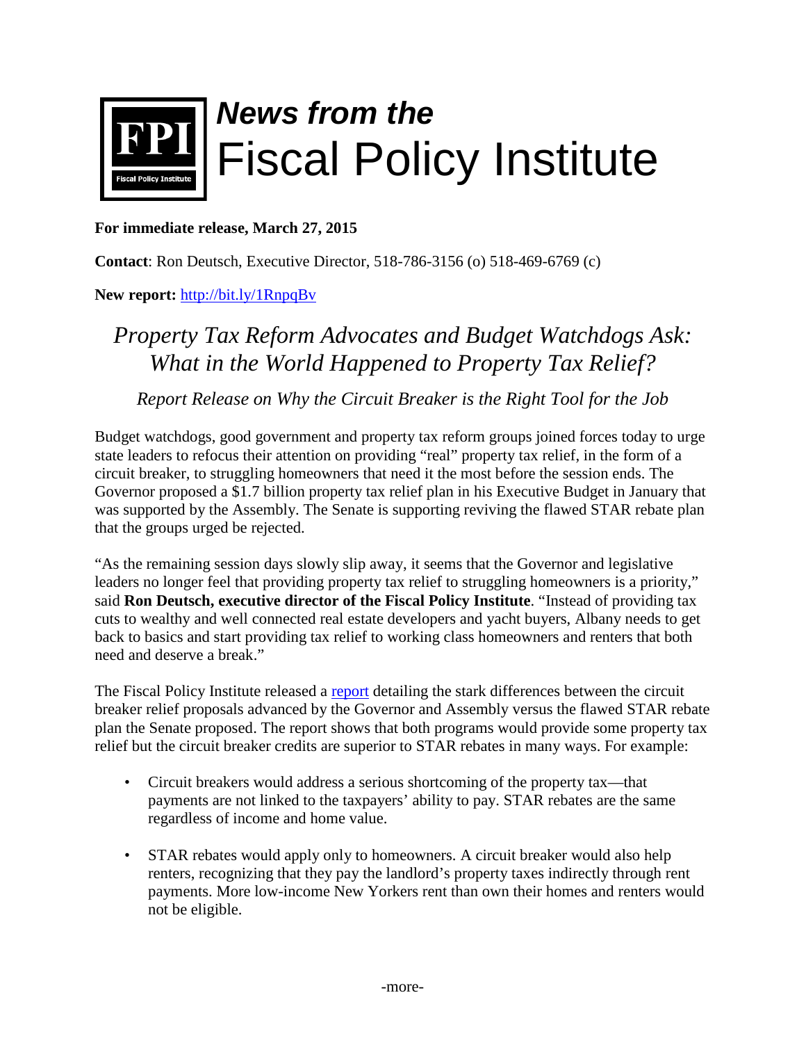# *News from the* Fiscal Policy Institute

**For immediate release, March 27, 2015**

**Contact**: Ron Deutsch, Executive Director, 518-786-3156 (o) 518-469-6769 (c)

**New report:** http://bit.ly/1RnpqBv

## *Property Tax Reform Advocates and Budget Watchdogs Ask: What in the World Happened to Property Tax Relief?*

*Report Release on Why the Circuit Breaker is the Right Tool for the Job*

Budget watchdogs, good government and property tax reform groups joined forces today to urge state leaders to refocus their attention on providing "real" property tax relief, in the form of a circuit breaker, to struggling homeowners that need it the most before the session ends. The Governor proposed a $1.7 billion property tax relief plan in his Executive Budget in January that was supported by the Assembly. The Senate is supporting reviving the flawed STAR rebate plan that the groups urged be rejected.

"As the remaining session days slowly slip away, it seems that the Governor and legislative leaders no longer feel that providing property tax relief to struggling homeowners is a priority," said **Ron Deutsch, executive director of the Fiscal Policy Institute**. "Instead of providing tax cuts to wealthy and well connected real estate developers and yacht buyers, Albany needs to get back to basics and start providing tax relief to working class homeowners and renters that both need and deserve a break."

The Fiscal Policy Institute released a report detailing the stark differences between the circuit breaker relief proposals advanced by the Governor and Assembly versus the flawed STAR rebate plan the Senate proposed. The report shows that both programs would provide some property tax relief but the circuit breaker credits are superior to STAR rebates in many ways. For example:

- Circuit breakers would address a serious shortcoming of the property tax—that payments are not linked to the taxpayers' ability to pay. STAR rebates are the same regardless of income and home value.
- STAR rebates would apply only to homeowners. A circuit breaker would also help renters, recognizing that they pay the landlord's property taxes indirectly through rent payments. More low-income New Yorkers rent than own their homes and renters would not be eligible.

-more-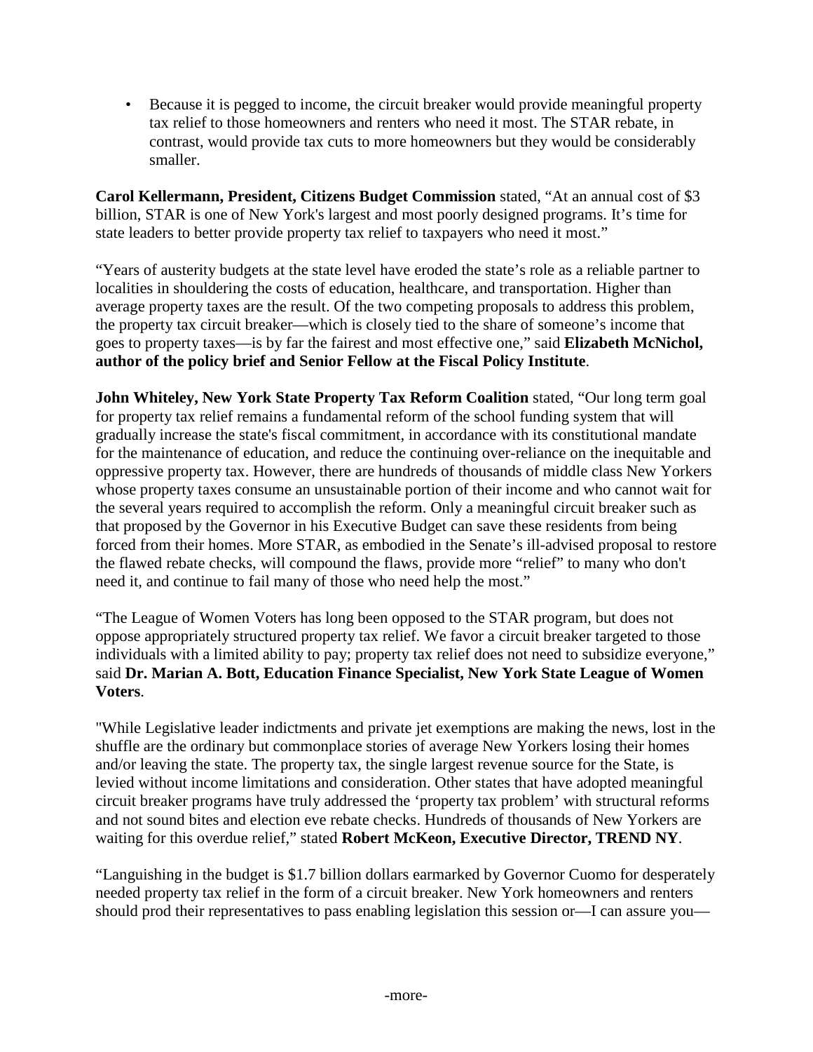- Because it is pegged to income, the circuit breaker would provide meaningful property tax relief to those homeowners and renters who need it most. The STAR rebate, in contrast, would provide tax cuts to more homeowners but they would be considerably smaller.

**Carol Kellermann, President, Citizens Budget Commission** stated, "At an annual cost of $3 billion, STAR is one of New York's largest and most poorly designed programs. It's time for state leaders to better provide property tax relief to taxpayers who need it most."

"Years of austerity budgets at the state level have eroded the state's role as a reliable partner to localities in shouldering the costs of education, healthcare, and transportation. Higher than average property taxes are the result. Of the two competing proposals to address this problem, the property tax circuit breaker—which is closely tied to the share of someone's income that goes to property taxes—is by far the fairest and most effective one," said **Elizabeth McNichol, author of the policy brief and Senior Fellow at the Fiscal Policy Institute**.

**John Whiteley, New York State Property Tax Reform Coalition** stated, "Our long term goal for property tax relief remains a fundamental reform of the school funding system that will gradually increase the state's fiscal commitment, in accordance with its constitutional mandate for the maintenance of education, and reduce the continuing over-reliance on the inequitable and oppressive property tax. However, there are hundreds of thousands of middle class New Yorkers whose property taxes consume an unsustainable portion of their income and who cannot wait for the several years required to accomplish the reform. Only a meaningful circuit breaker such as that proposed by the Governor in his Executive Budget can save these residents from being forced from their homes. More STAR, as embodied in the Senate's ill-advised proposal to restore the flawed rebate checks, will compound the flaws, provide more "relief" to many who don't need it, and continue to fail many of those who need help the most."

"The League of Women Voters has long been opposed to the STAR program, but does not oppose appropriately structured property tax relief. We favor a circuit breaker targeted to those individuals with a limited ability to pay; property tax relief does not need to subsidize everyone," said **Dr. Marian A. Bott, Education Finance Specialist, New York State League of Women Voters**.

"While Legislative leader indictments and private jet exemptions are making the news, lost in the shuffle are the ordinary but commonplace stories of average New Yorkers losing their homes and/or leaving the state. The property tax, the single largest revenue source for the State, is levied without income limitations and consideration. Other states that have adopted meaningful circuit breaker programs have truly addressed the 'property tax problem' with structural reforms and not sound bites and election eve rebate checks. Hundreds of thousands of New Yorkers are waiting for this overdue relief," stated **Robert McKeon, Executive Director, TREND NY**.

"Languishing in the budget is $1.7 billion dollars earmarked by Governor Cuomo for desperately needed property tax relief in the form of a circuit breaker. New York homeowners and renters should prod their representatives to pass enabling legislation this session or—I can assure you—

-more-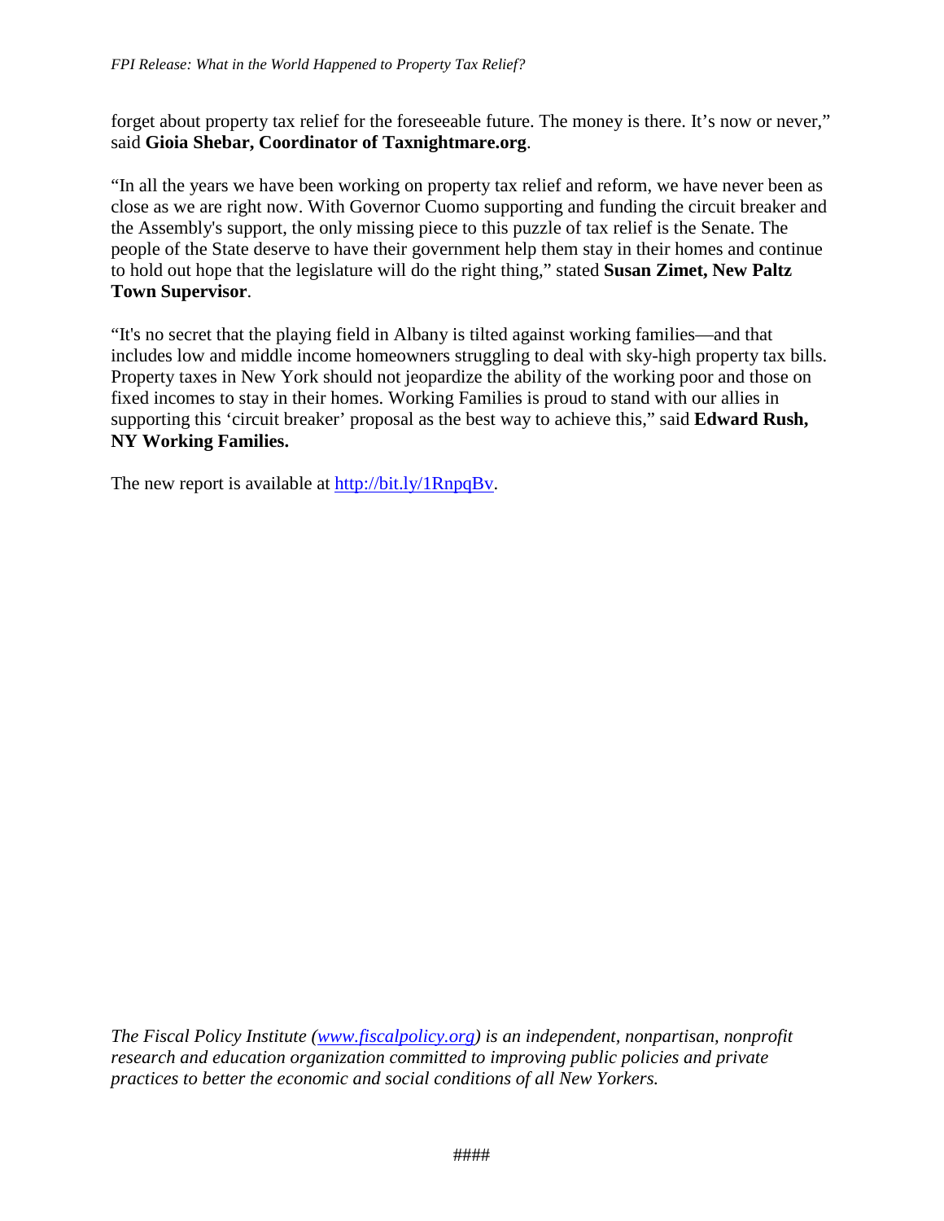forget about property tax relief for the foreseeable future. The money is there. It's now or never," said **Gioia Shebar, Coordinator of Taxnightmare.org**.

"In all the years we have been working on property tax relief and reform, we have never been as close as we are right now. With Governor Cuomo supporting and funding the circuit breaker and the Assembly's support, the only missing piece to this puzzle of tax relief is the Senate. The people of the State deserve to have their government help them stay in their homes and continue to hold out hope that the legislature will do the right thing," stated **Susan Zimet, New Paltz Town Supervisor**.

"It's no secret that the playing field in Albany is tilted against working families—and that includes low and middle income homeowners struggling to deal with sky-high property tax bills. Property taxes in New York should not jeopardize the ability of the working poor and those on fixed incomes to stay in their homes. Working Families is proud to stand with our allies in supporting this 'circuit breaker' proposal as the best way to achieve this," said **Edward Rush, NY Working Families.**

The new report is available at http://bit.ly/1RnpqBv.

*The Fiscal Policy Institute (www.fiscalpolicy.org) is an independent, nonpartisan, nonprofit research and education organization committed to improving public policies and private practices to better the economic and social conditions of all New Yorkers.*

####